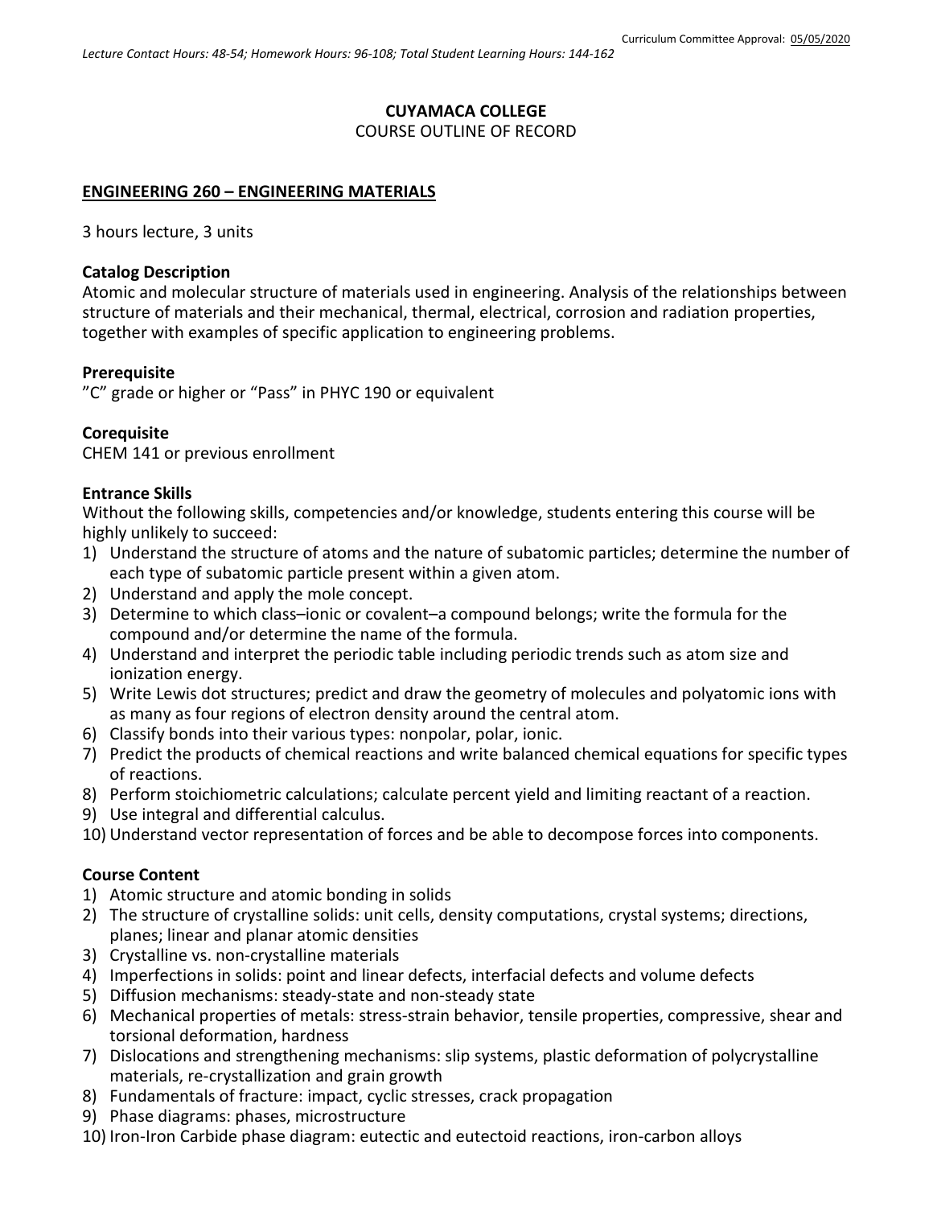Curriculum Committee Approval: 05/05/2020

*Lecture Contact Hours: 48-54; Homework Hours: 96-108; Total Student Learning Hours: 144-162*

**CUYAMACA COLLEGE**

COURSE OUTLINE OF RECORD

**ENGINEERING 260 – ENGINEERING MATERIALS**

3 hours lecture, 3 units

### Catalog Description

Atomic and molecular structure of materials used in engineering. Analysis of the relationships between structure of materials and their mechanical, thermal, electrical, corrosion and radiation properties, together with examples of specific application to engineering problems.

### Prerequisite

"C" grade or higher or "Pass" in PHYC 190 or equivalent

### Corequisite

CHEM 141 or previous enrollment

### Entrance Skills

Without the following skills, competencies and/or knowledge, students entering this course will be highly unlikely to succeed:

1) Understand the structure of atoms and the nature of subatomic particles; determine the number of each type of subatomic particle present within a given atom.
2) Understand and apply the mole concept.
3) Determine to which class–ionic or covalent–a compound belongs; write the formula for the compound and/or determine the name of the formula.
4) Understand and interpret the periodic table including periodic trends such as atom size and ionization energy.
5) Write Lewis dot structures; predict and draw the geometry of molecules and polyatomic ions with as many as four regions of electron density around the central atom.
6) Classify bonds into their various types: nonpolar, polar, ionic.
7) Predict the products of chemical reactions and write balanced chemical equations for specific types of reactions.
8) Perform stoichiometric calculations; calculate percent yield and limiting reactant of a reaction.
9) Use integral and differential calculus.
10) Understand vector representation of forces and be able to decompose forces into components.

### Course Content

1) Atomic structure and atomic bonding in solids
2) The structure of crystalline solids: unit cells, density computations, crystal systems; directions, planes; linear and planar atomic densities
3) Crystalline vs. non-crystalline materials
4) Imperfections in solids: point and linear defects, interfacial defects and volume defects
5) Diffusion mechanisms: steady-state and non-steady state
6) Mechanical properties of metals: stress-strain behavior, tensile properties, compressive, shear and torsional deformation, hardness
7) Dislocations and strengthening mechanisms: slip systems, plastic deformation of polycrystalline materials, re-crystallization and grain growth
8) Fundamentals of fracture: impact, cyclic stresses, crack propagation
9) Phase diagrams: phases, microstructure
10) Iron-Iron Carbide phase diagram: eutectic and eutectoid reactions, iron-carbon alloys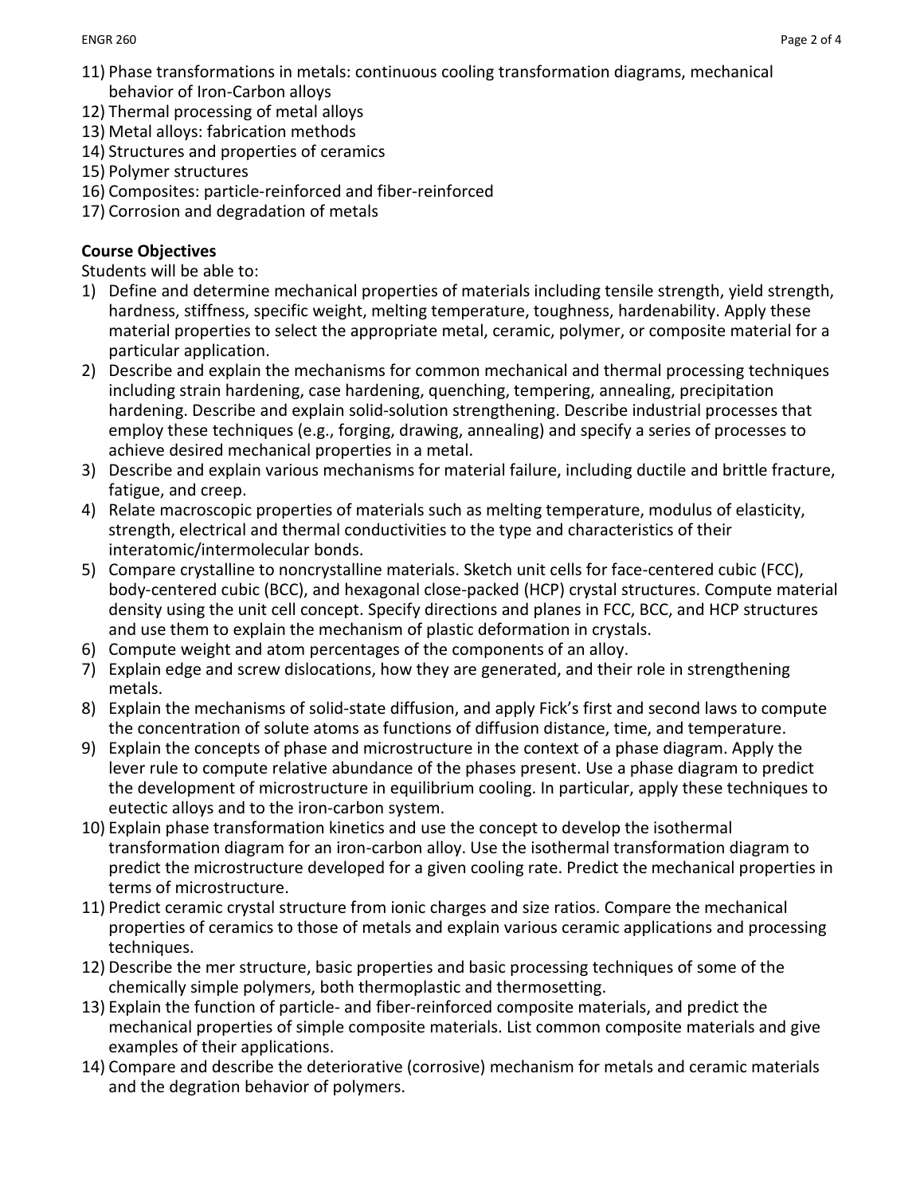11) Phase transformations in metals: continuous cooling transformation diagrams, mechanical behavior of Iron-Carbon alloys
12) Thermal processing of metal alloys
13) Metal alloys: fabrication methods
14) Structures and properties of ceramics
15) Polymer structures
16) Composites: particle-reinforced and fiber-reinforced
17) Corrosion and degradation of metals

**Course Objectives**

Students will be able to:

1) Define and determine mechanical properties of materials including tensile strength, yield strength, hardness, stiffness, specific weight, melting temperature, toughness, hardenability. Apply these material properties to select the appropriate metal, ceramic, polymer, or composite material for a particular application.
2) Describe and explain the mechanisms for common mechanical and thermal processing techniques including strain hardening, case hardening, quenching, tempering, annealing, precipitation hardening. Describe and explain solid-solution strengthening. Describe industrial processes that employ these techniques (e.g., forging, drawing, annealing) and specify a series of processes to achieve desired mechanical properties in a metal.
3) Describe and explain various mechanisms for material failure, including ductile and brittle fracture, fatigue, and creep.
4) Relate macroscopic properties of materials such as melting temperature, modulus of elasticity, strength, electrical and thermal conductivities to the type and characteristics of their interatomic/intermolecular bonds.
5) Compare crystalline to noncrystalline materials. Sketch unit cells for face-centered cubic (FCC), body-centered cubic (BCC), and hexagonal close-packed (HCP) crystal structures. Compute material density using the unit cell concept. Specify directions and planes in FCC, BCC, and HCP structures and use them to explain the mechanism of plastic deformation in crystals.
6) Compute weight and atom percentages of the components of an alloy.
7) Explain edge and screw dislocations, how they are generated, and their role in strengthening metals.
8) Explain the mechanisms of solid-state diffusion, and apply Fick's first and second laws to compute the concentration of solute atoms as functions of diffusion distance, time, and temperature.
9) Explain the concepts of phase and microstructure in the context of a phase diagram. Apply the lever rule to compute relative abundance of the phases present. Use a phase diagram to predict the development of microstructure in equilibrium cooling. In particular, apply these techniques to eutectic alloys and to the iron-carbon system.
10) Explain phase transformation kinetics and use the concept to develop the isothermal transformation diagram for an iron-carbon alloy. Use the isothermal transformation diagram to predict the microstructure developed for a given cooling rate. Predict the mechanical properties in terms of microstructure.
11) Predict ceramic crystal structure from ionic charges and size ratios. Compare the mechanical properties of ceramics to those of metals and explain various ceramic applications and processing techniques.
12) Describe the mer structure, basic properties and basic processing techniques of some of the chemically simple polymers, both thermoplastic and thermosetting.
13) Explain the function of particle- and fiber-reinforced composite materials, and predict the mechanical properties of simple composite materials. List common composite materials and give examples of their applications.
14) Compare and describe the deteriorative (corrosive) mechanism for metals and ceramic materials and the degration behavior of polymers.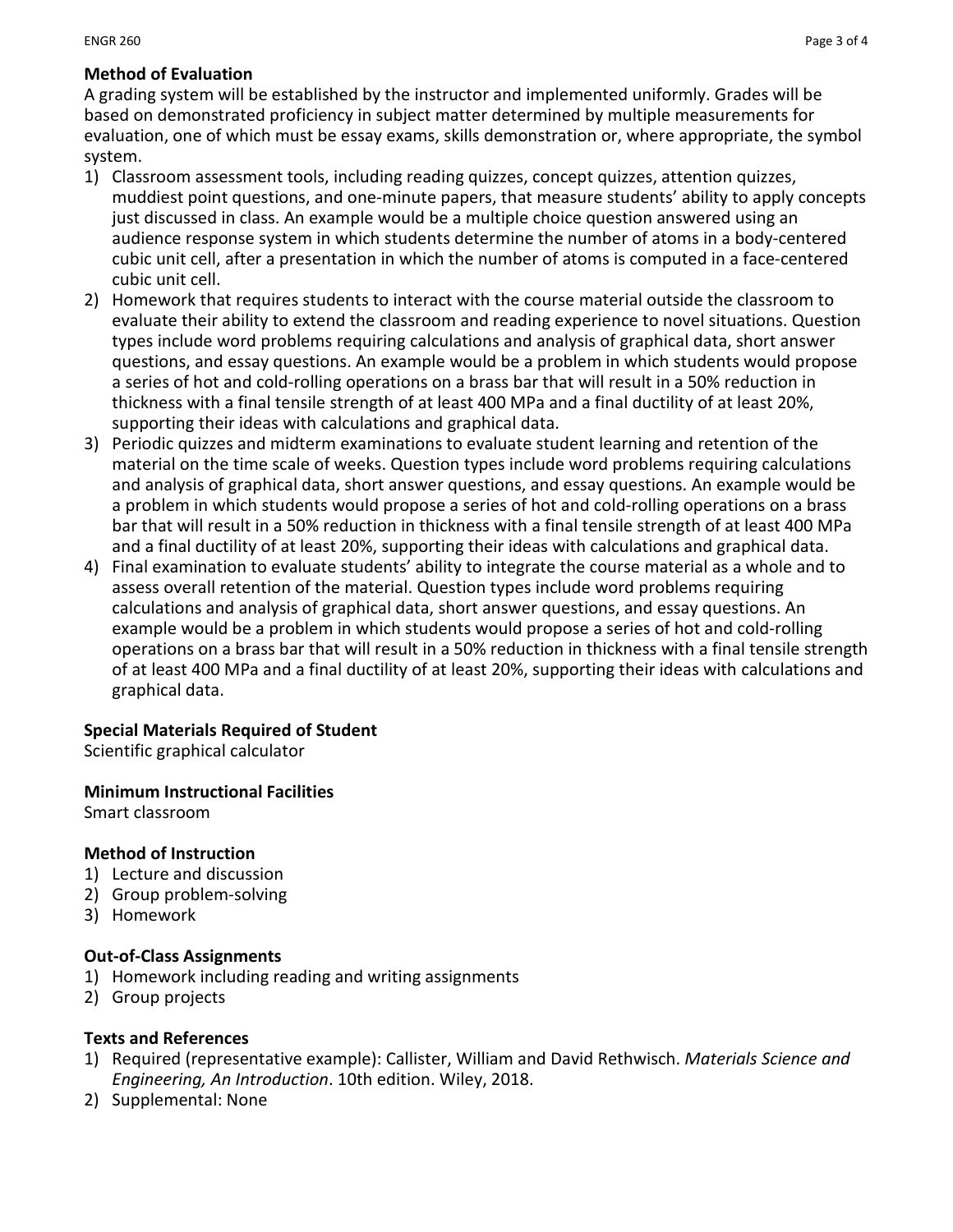### Method of Evaluation

A grading system will be established by the instructor and implemented uniformly. Grades will be based on demonstrated proficiency in subject matter determined by multiple measurements for evaluation, one of which must be essay exams, skills demonstration or, where appropriate, the symbol system.

1) Classroom assessment tools, including reading quizzes, concept quizzes, attention quizzes, muddiest point questions, and one-minute papers, that measure students' ability to apply concepts just discussed in class. An example would be a multiple choice question answered using an audience response system in which students determine the number of atoms in a body-centered cubic unit cell, after a presentation in which the number of atoms is computed in a face-centered cubic unit cell.
2) Homework that requires students to interact with the course material outside the classroom to evaluate their ability to extend the classroom and reading experience to novel situations. Question types include word problems requiring calculations and analysis of graphical data, short answer questions, and essay questions. An example would be a problem in which students would propose a series of hot and cold-rolling operations on a brass bar that will result in a 50% reduction in thickness with a final tensile strength of at least 400 MPa and a final ductility of at least 20%, supporting their ideas with calculations and graphical data.
3) Periodic quizzes and midterm examinations to evaluate student learning and retention of the material on the time scale of weeks. Question types include word problems requiring calculations and analysis of graphical data, short answer questions, and essay questions. An example would be a problem in which students would propose a series of hot and cold-rolling operations on a brass bar that will result in a 50% reduction in thickness with a final tensile strength of at least 400 MPa and a final ductility of at least 20%, supporting their ideas with calculations and graphical data.
4) Final examination to evaluate students' ability to integrate the course material as a whole and to assess overall retention of the material. Question types include word problems requiring calculations and analysis of graphical data, short answer questions, and essay questions. An example would be a problem in which students would propose a series of hot and cold-rolling operations on a brass bar that will result in a 50% reduction in thickness with a final tensile strength of at least 400 MPa and a final ductility of at least 20%, supporting their ideas with calculations and graphical data.

### Special Materials Required of Student

Scientific graphical calculator

### Minimum Instructional Facilities

Smart classroom

### Method of Instruction

1) Lecture and discussion
2) Group problem-solving
3) Homework

### Out-of-Class Assignments

1) Homework including reading and writing assignments
2) Group projects

### Texts and References

1) Required (representative example): Callister, William and David Rethwisch. *Materials Science and Engineering, An Introduction*. 10th edition. Wiley, 2018.
2) Supplemental: None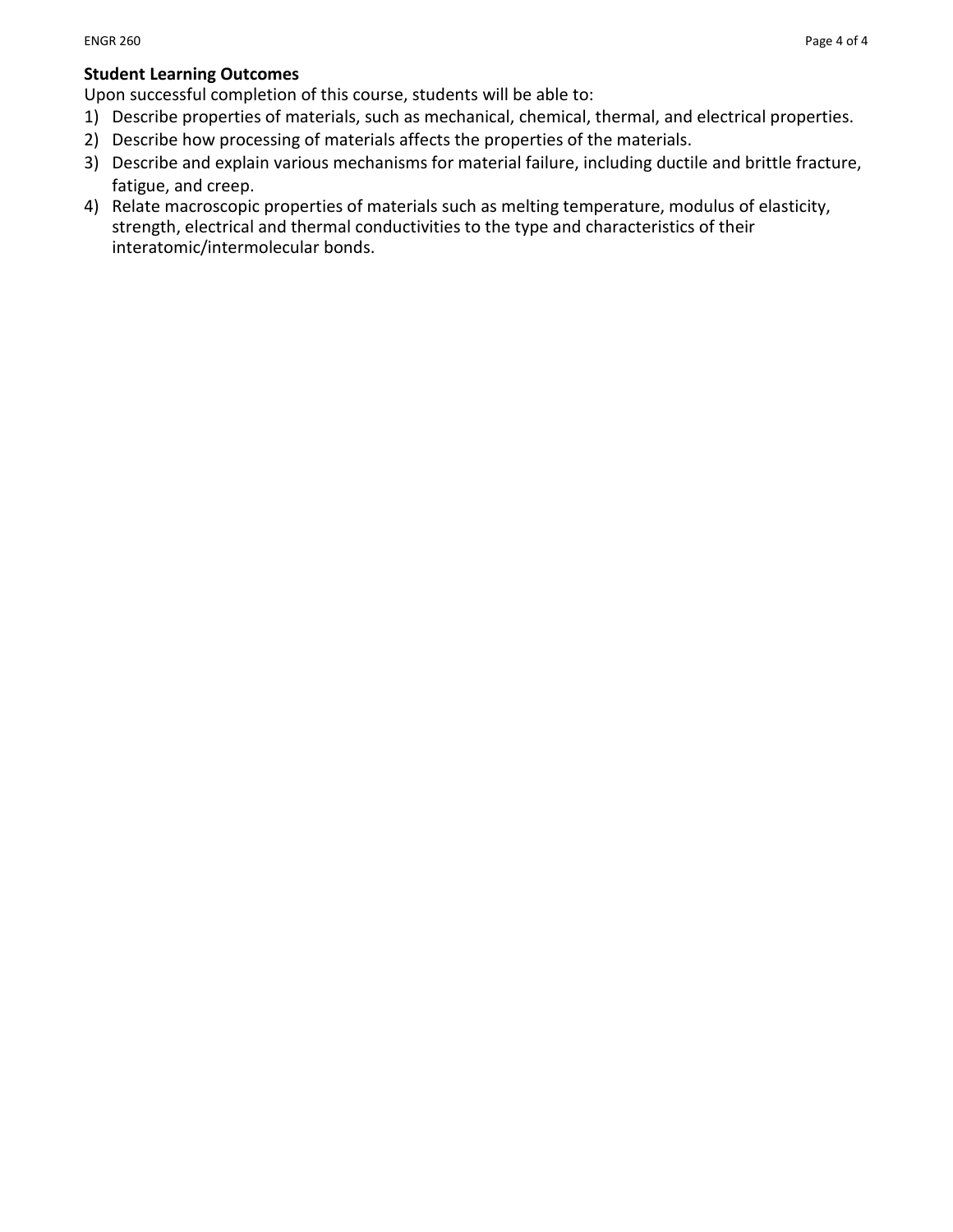**Student Learning Outcomes**

Upon successful completion of this course, students will be able to:

1) Describe properties of materials, such as mechanical, chemical, thermal, and electrical properties.
2) Describe how processing of materials affects the properties of the materials.
3) Describe and explain various mechanisms for material failure, including ductile and brittle fracture, fatigue, and creep.
4) Relate macroscopic properties of materials such as melting temperature, modulus of elasticity, strength, electrical and thermal conductivities to the type and characteristics of their interatomic/intermolecular bonds.